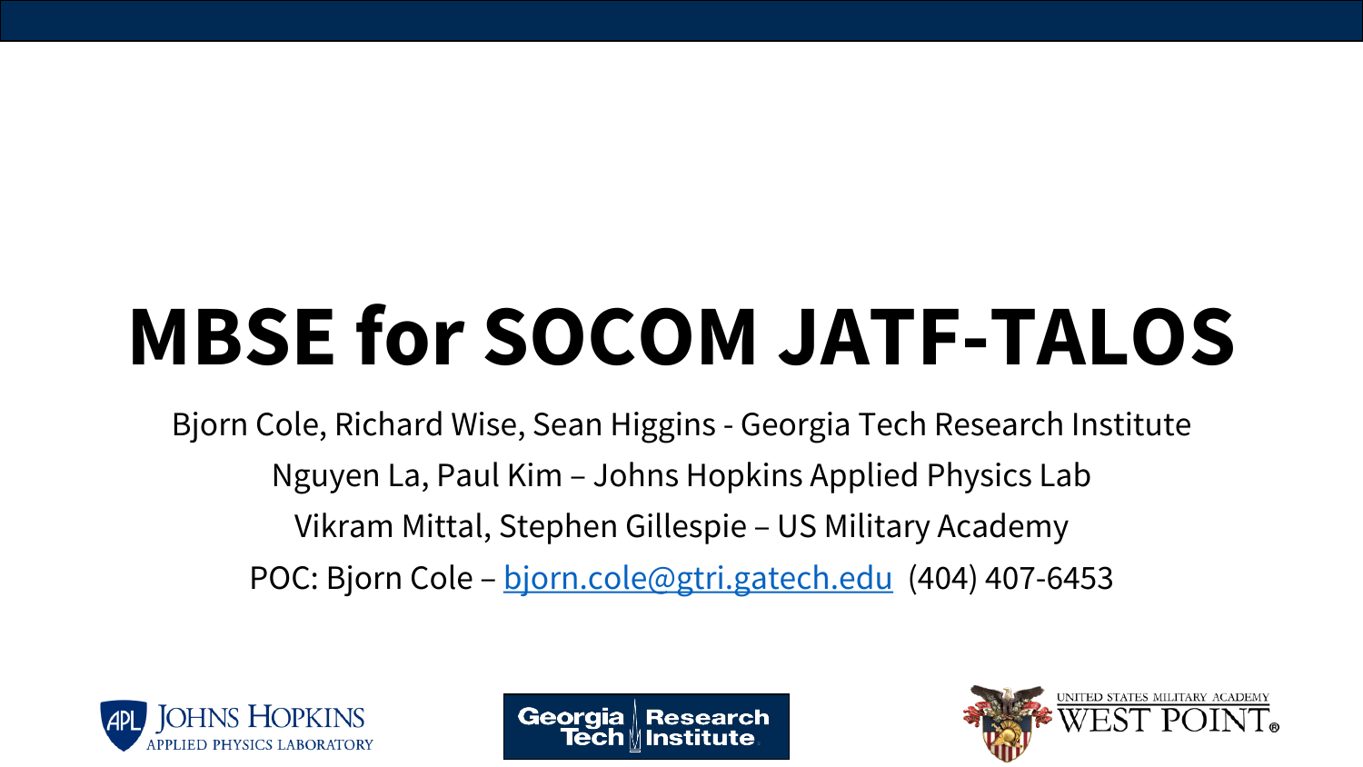# MBSE for SOCOM JATF-TALOS

Bjorn Cole, Richard Wise, Sean Higgins - Georgia Tech Research Institute

Nguyen La, Paul Kim – Johns Hopkins Applied Physics Lab

Vikram Mittal, Stephen Gillespie – US Military Academy

POC: Bjorn Cole – bjorn.cole@gtri.gatech.edu (404) 407-6453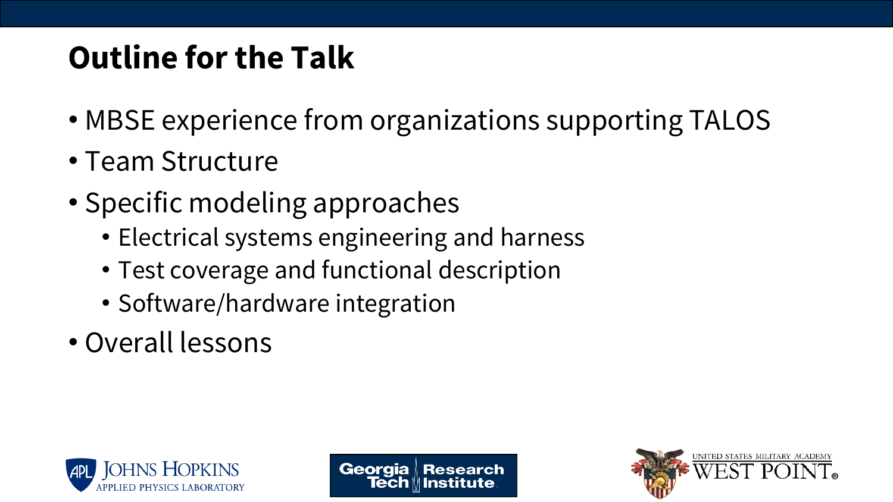# Outline for the Talk

- MBSE experience from organizations supporting TALOS
- Team Structure
- Specific modeling approaches
  - Electrical systems engineering and harness
  - Test coverage and functional description
  - Software/hardware integration
- Overall lessons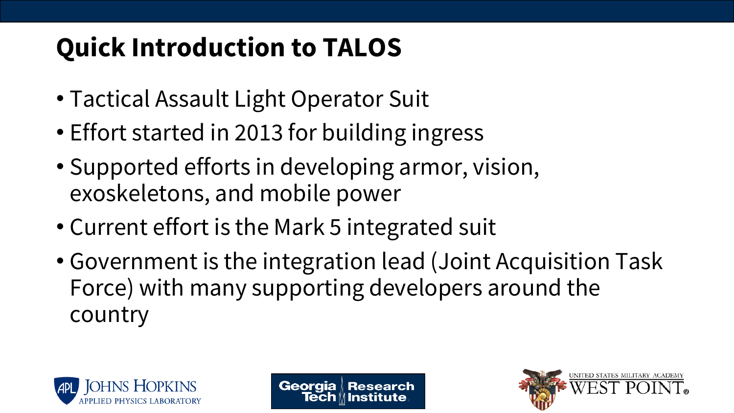# Quick Introduction to TALOS

- Tactical Assault Light Operator Suit
- Effort started in 2013 for building ingress
- Supported efforts in developing armor, vision, exoskeletons, and mobile power
- Current effort is the Mark 5 integrated suit
- Government is the integration lead (Joint Acquisition Task Force) with many supporting developers around the country

APL Johns Hopkins Applied Physics Laboratory

Georgia Tech Research Institute

United States Military Academy West Point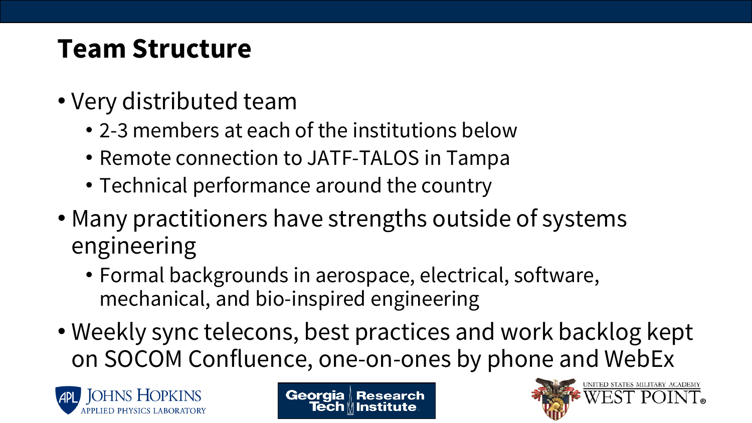# Team Structure

- Very distributed team
  - 2-3 members at each of the institutions below
  - Remote connection to JATF-TALOS in Tampa
  - Technical performance around the country
- Many practitioners have strengths outside of systems engineering
  - Formal backgrounds in aerospace, electrical, software, mechanical, and bio-inspired engineering
- Weekly sync telecons, best practices and work backlog kept on SOCOM Confluence, one-on-ones by phone and WebEx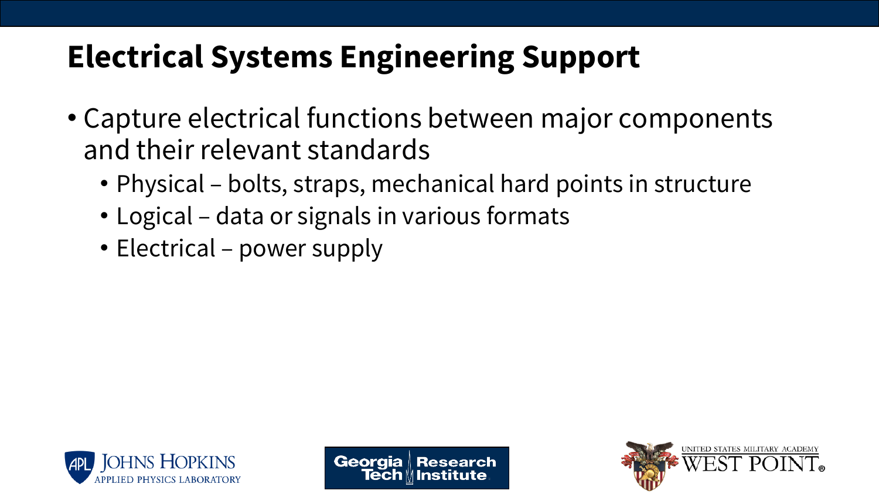# Electrical Systems Engineering Support

- Capture electrical functions between major components and their relevant standards
  - Physical – bolts, straps, mechanical hard points in structure
  - Logical – data or signals in various formats
  - Electrical – power supply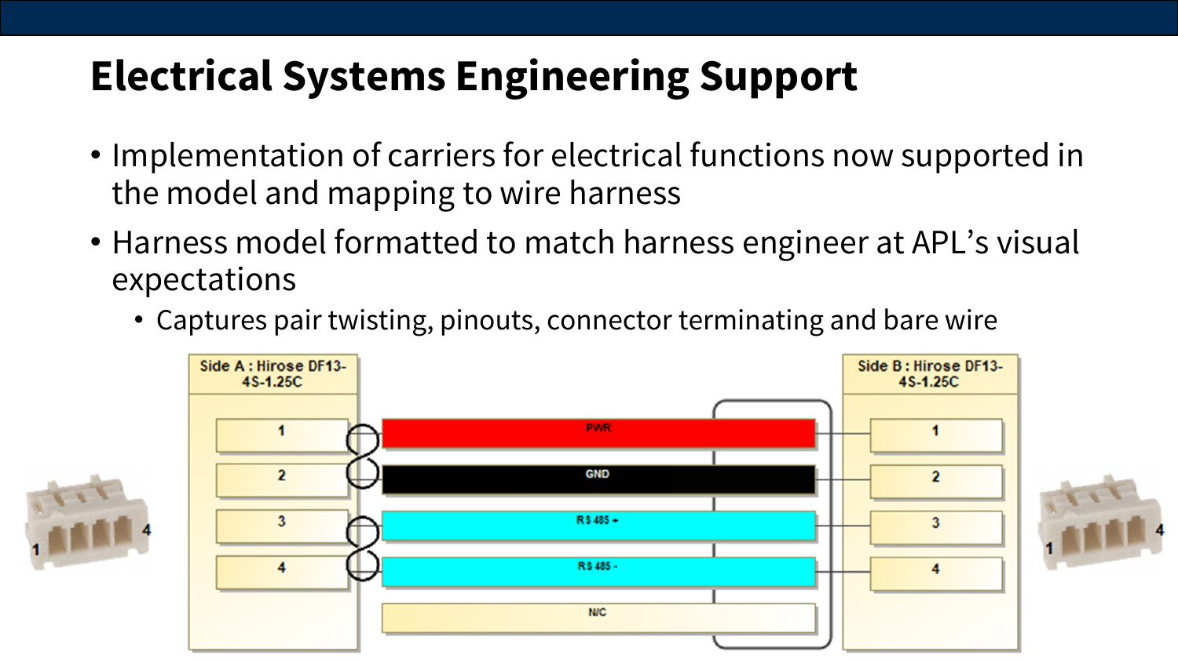# Electrical Systems Engineering Support

- Implementation of carriers for electrical functions now supported in the model and mapping to wire harness
- Harness model formatted to match harness engineer at APL's visual expectations
  - Captures pair twisting, pinouts, connector terminating and bare wire

Side A : Hirose DF13-4S-1.25C

Side B : Hirose DF13-4S-1.25C

| Side A Pin | Signal | Side B Pin |
|---|---|---|
| 1 | PWR | 1 |
| 2 | GND | 2 |
| 3 | RS 485 + | 3 |
| 4 | RS 485 - | 4 |
| | N/C | |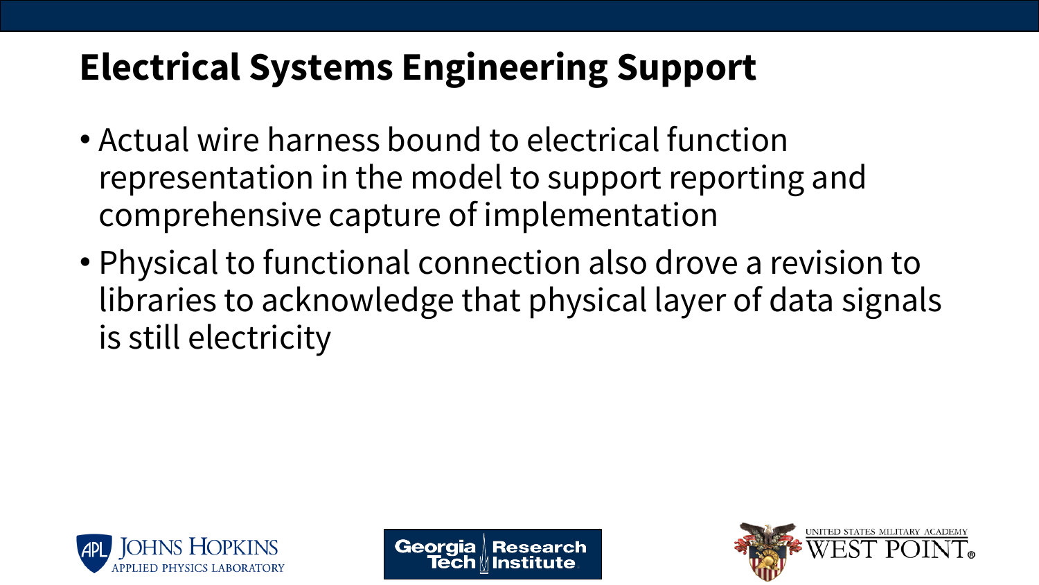# Electrical Systems Engineering Support

- Actual wire harness bound to electrical function representation in the model to support reporting and comprehensive capture of implementation
- Physical to functional connection also drove a revision to libraries to acknowledge that physical layer of data signals is still electricity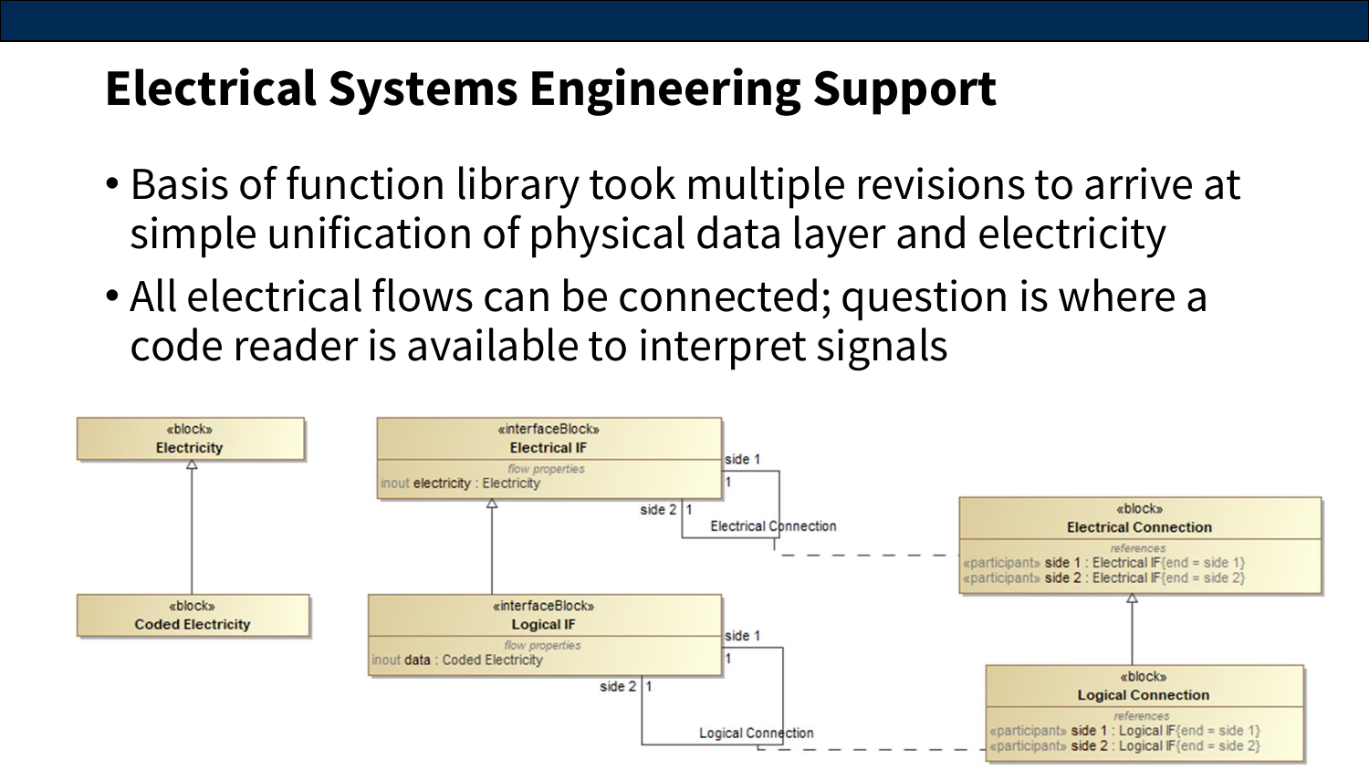# Electrical Systems Engineering Support

- Basis of function library took multiple revisions to arrive at simple unification of physical data layer and electricity
- All electrical flows can be connected; question is where a code reader is available to interpret signals

«block»
**Electricity**

«block»
**Coded Electricity**

«interfaceBlock»
**Electrical IF**
*flow properties*
inout electricity : Electricity

«interfaceBlock»
**Logical IF**
*flow properties*
inout data : Coded Electricity

side 1
1
side 2
1
Electrical Connection

side 1
1
side 2
1
Logical Connection

«block»
**Electrical Connection**
*references*
«participant» side 1 : Electrical IF{end = side 1}
«participant» side 2 : Electrical IF{end = side 2}

«block»
**Logical Connection**
*references*
«participant» side 1 : Logical IF{end = side 1}
«participant» side 2 : Logical IF{end = side 2}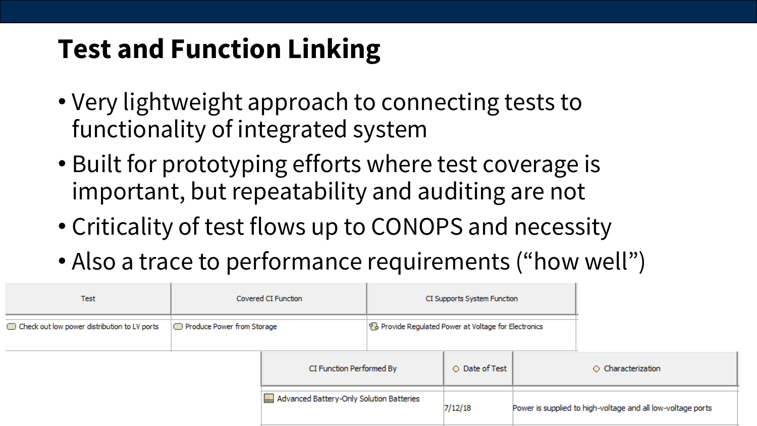# Test and Function Linking

- Very lightweight approach to connecting tests to functionality of integrated system
- Built for prototyping efforts where test coverage is important, but repeatability and auditing are not
- Criticality of test flows up to CONOPS and necessity
- Also a trace to performance requirements ("how well")

| Test | Covered CI Function | CI Supports System Function |
|---|---|---|
| Check out low power distribution to LV ports | Produce Power from Storage | Provide Regulated Power at Voltage for Electronics |

| CI Function Performed By | Date of Test | Characterization |
|---|---|---|
| Advanced Battery-Only Solution Batteries | 7/12/18 | Power is supplied to high-voltage and all low-voltage ports |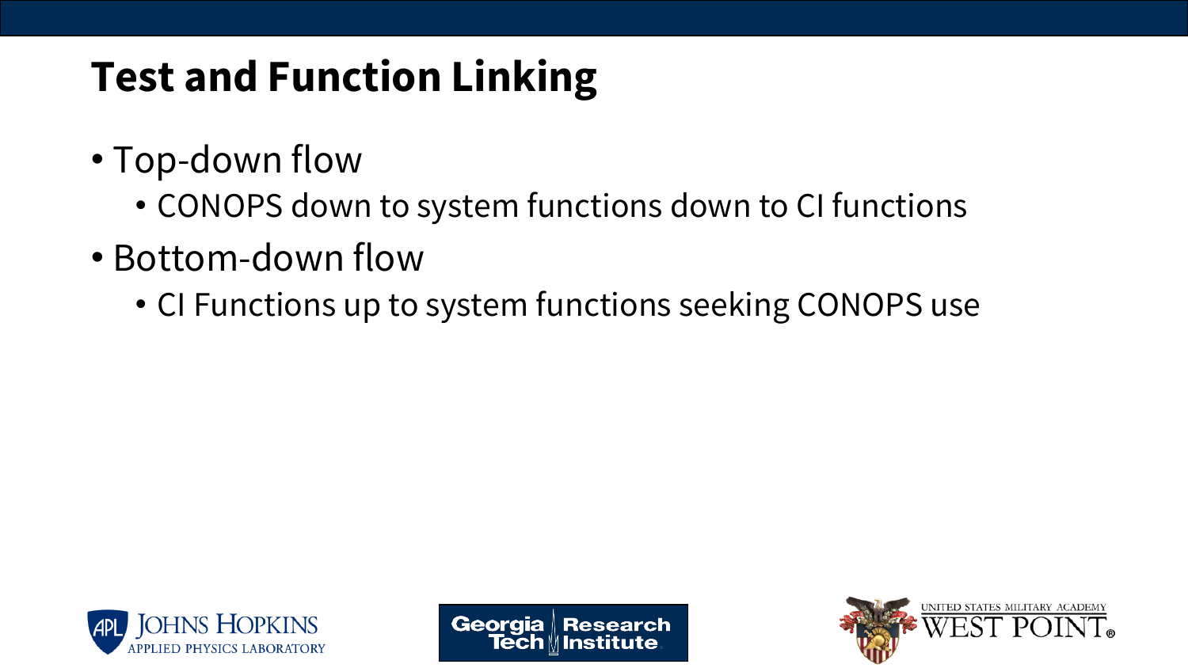# Test and Function Linking

- Top-down flow
  - CONOPS down to system functions down to CI functions
- Bottom-down flow
  - CI Functions up to system functions seeking CONOPS use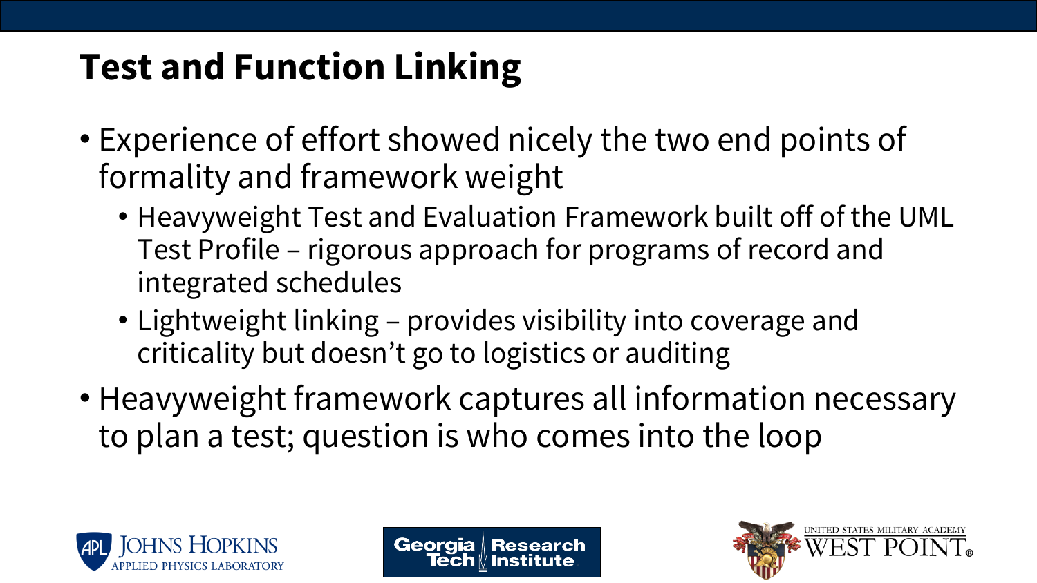# Test and Function Linking

- Experience of effort showed nicely the two end points of formality and framework weight
  - Heavyweight Test and Evaluation Framework built off of the UML Test Profile – rigorous approach for programs of record and integrated schedules
  - Lightweight linking – provides visibility into coverage and criticality but doesn't go to logistics or auditing
- Heavyweight framework captures all information necessary to plan a test; question is who comes into the loop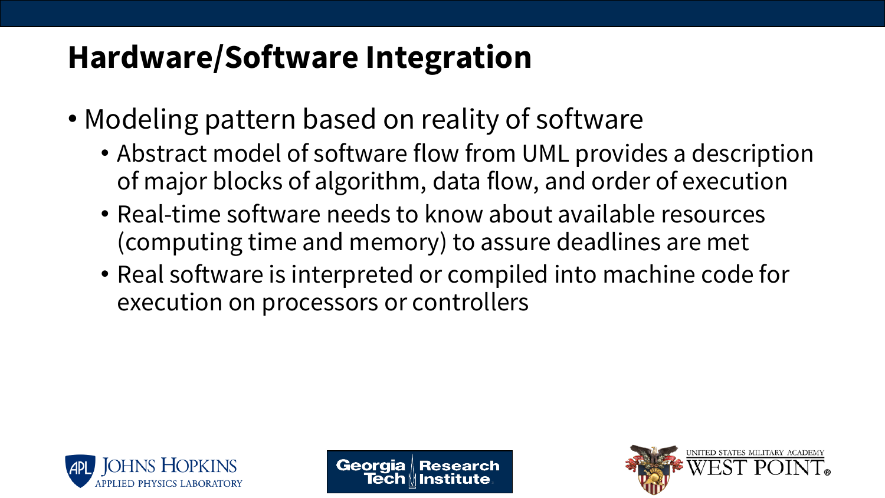# Hardware/Software Integration

- Modeling pattern based on reality of software
  - Abstract model of software flow from UML provides a description of major blocks of algorithm, data flow, and order of execution
  - Real-time software needs to know about available resources (computing time and memory) to assure deadlines are met
  - Real software is interpreted or compiled into machine code for execution on processors or controllers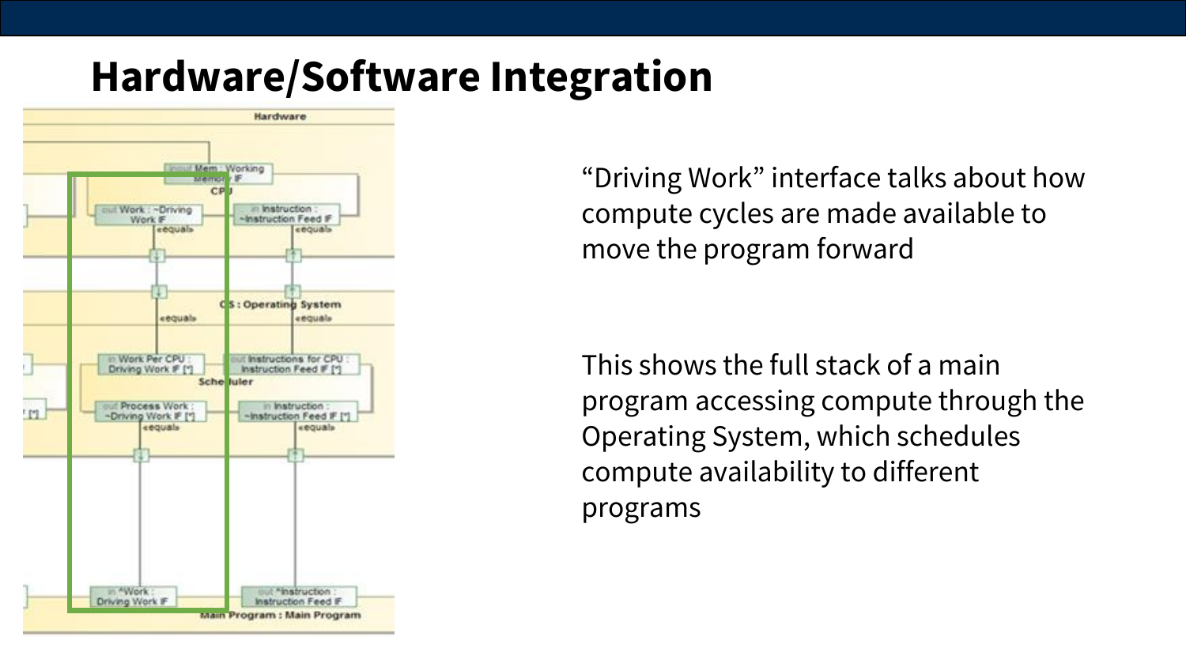# Hardware/Software Integration

"Driving Work" interface talks about how compute cycles are made available to move the program forward

This shows the full stack of a main program accessing compute through the Operating System, which schedules compute availability to different programs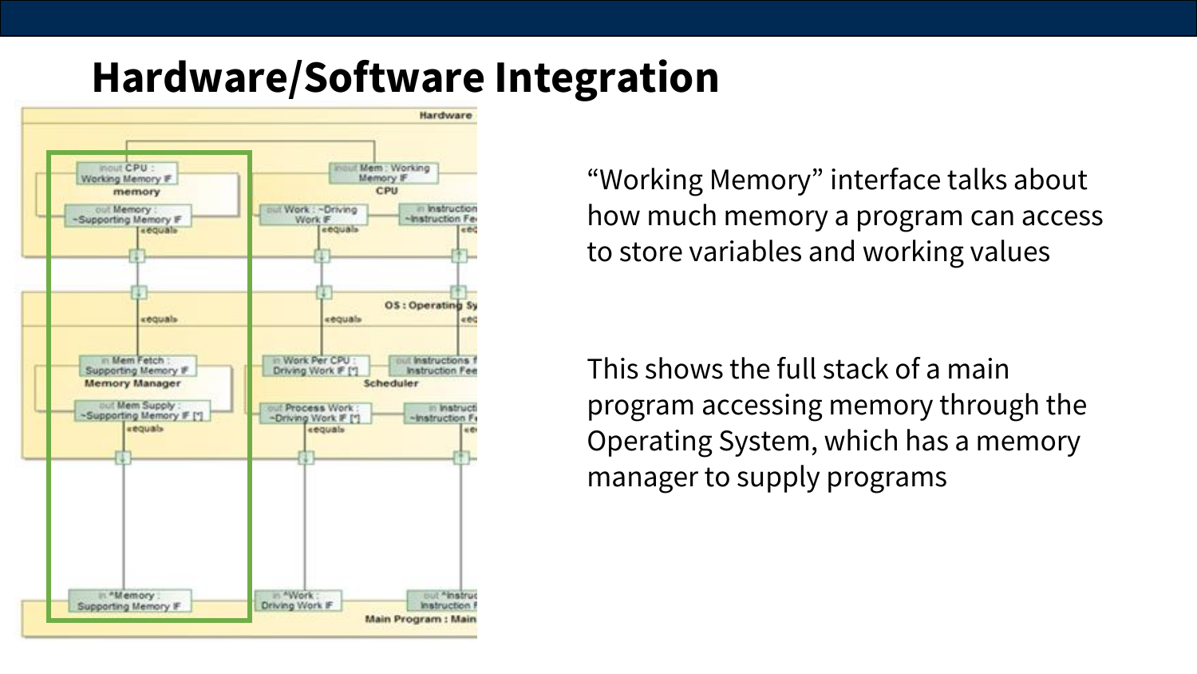# Hardware/Software Integration

"Working Memory" interface talks about how much memory a program can access to store variables and working values

This shows the full stack of a main program accessing memory through the Operating System, which has a memory manager to supply programs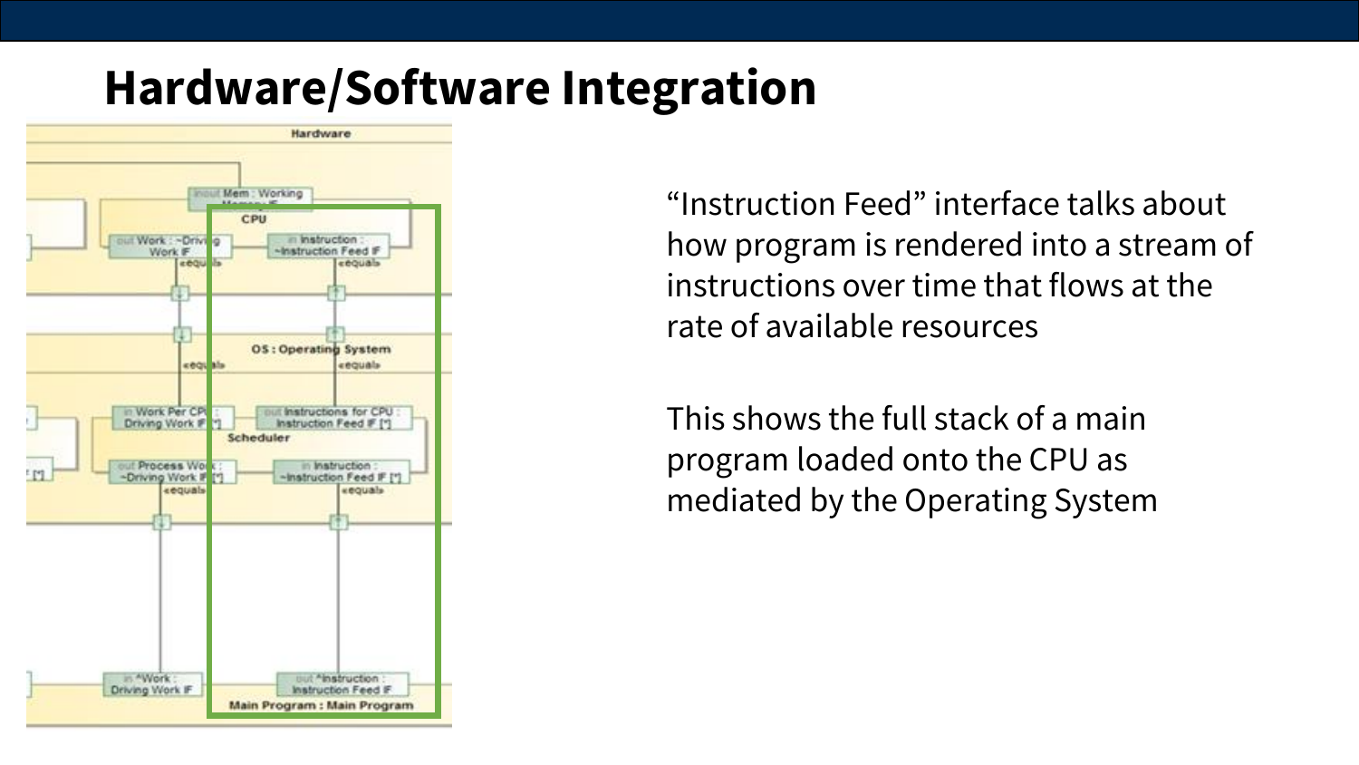# Hardware/Software Integration

“Instruction Feed” interface talks about how program is rendered into a stream of instructions over time that flows at the rate of available resources

This shows the full stack of a main program loaded onto the CPU as mediated by the Operating System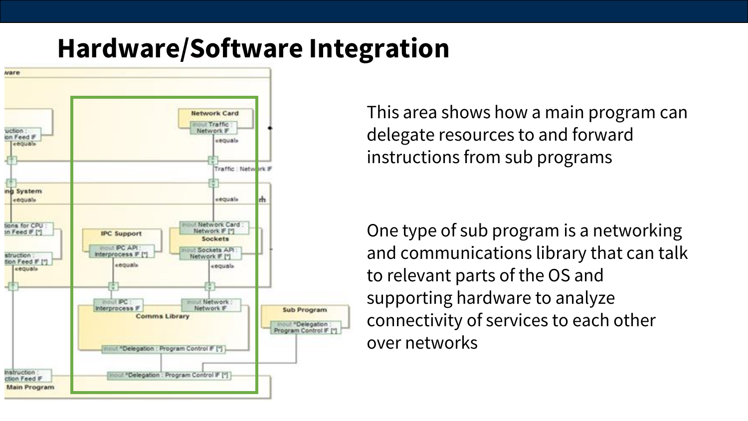# Hardware/Software Integration

This area shows how a main program can delegate resources to and forward instructions from sub programs

One type of sub program is a networking and communications library that can talk to relevant parts of the OS and supporting hardware to analyze connectivity of services to each other over networks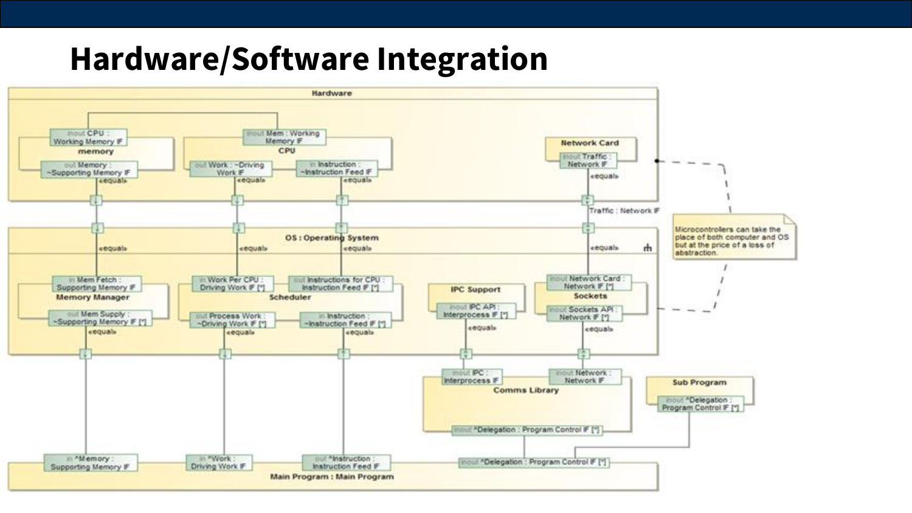# Hardware/Software Integration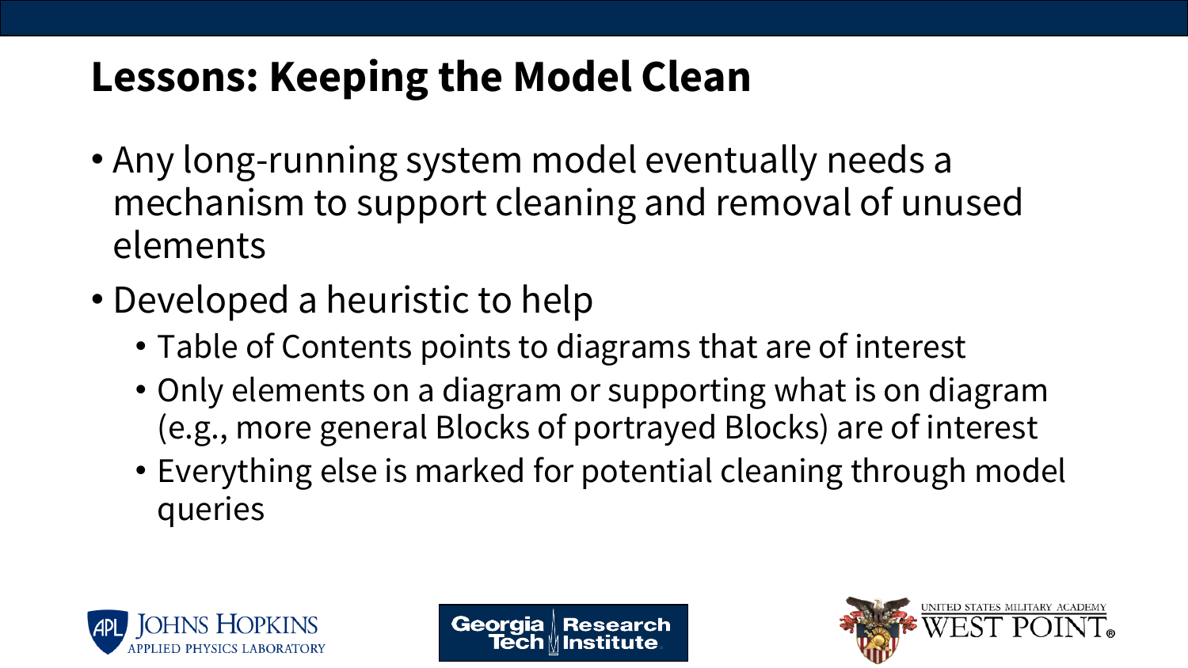# Lessons: Keeping the Model Clean

- Any long-running system model eventually needs a mechanism to support cleaning and removal of unused elements
- Developed a heuristic to help
  - Table of Contents points to diagrams that are of interest
  - Only elements on a diagram or supporting what is on diagram (e.g., more general Blocks of portrayed Blocks) are of interest
  - Everything else is marked for potential cleaning through model queries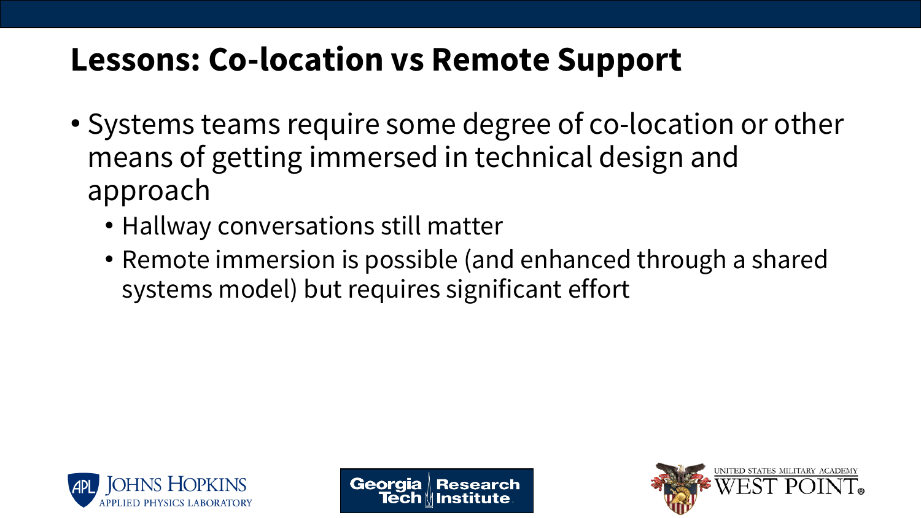# Lessons: Co-location vs Remote Support

- Systems teams require some degree of co-location or other means of getting immersed in technical design and approach
  - Hallway conversations still matter
  - Remote immersion is possible (and enhanced through a shared systems model) but requires significant effort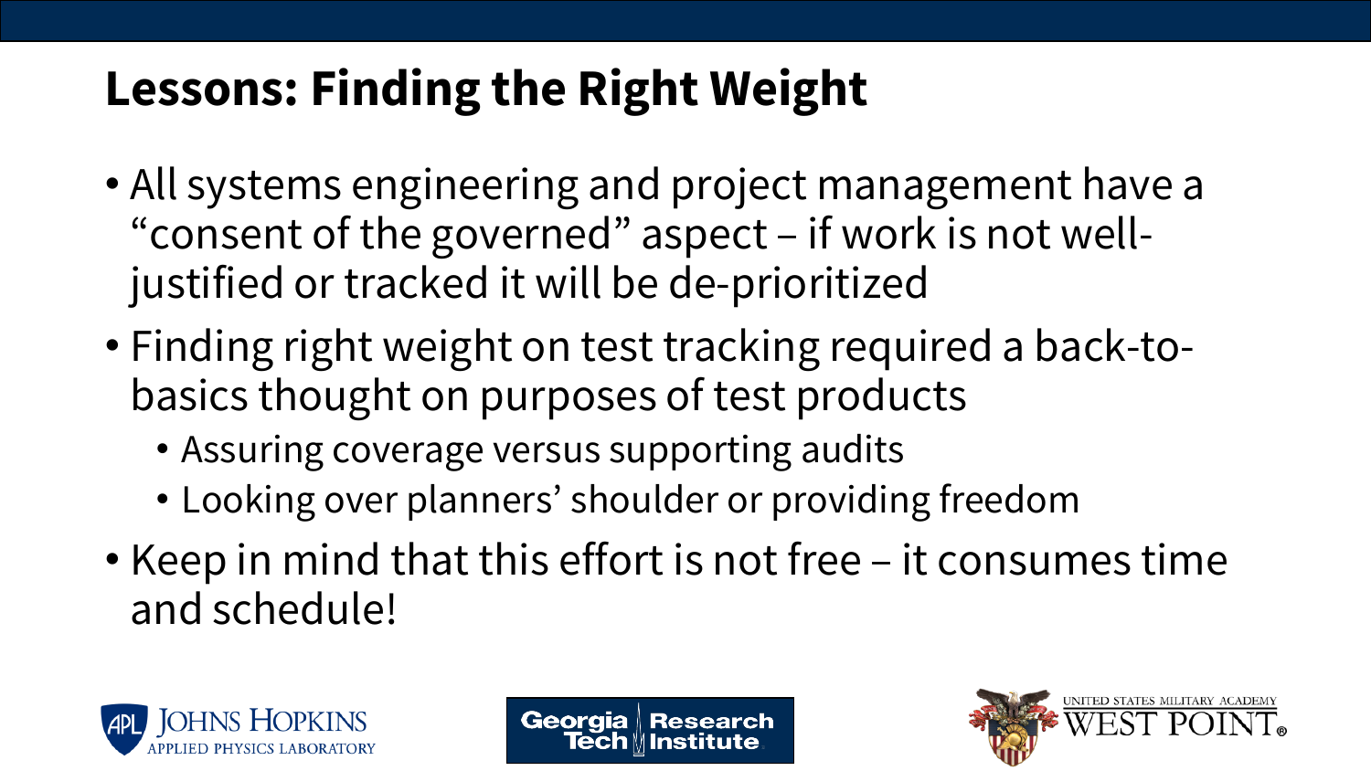# Lessons: Finding the Right Weight

- All systems engineering and project management have a "consent of the governed" aspect – if work is not well-justified or tracked it will be de-prioritized
- Finding right weight on test tracking required a back-to-basics thought on purposes of test products
  - Assuring coverage versus supporting audits
  - Looking over planners' shoulder or providing freedom
- Keep in mind that this effort is not free – it consumes time and schedule!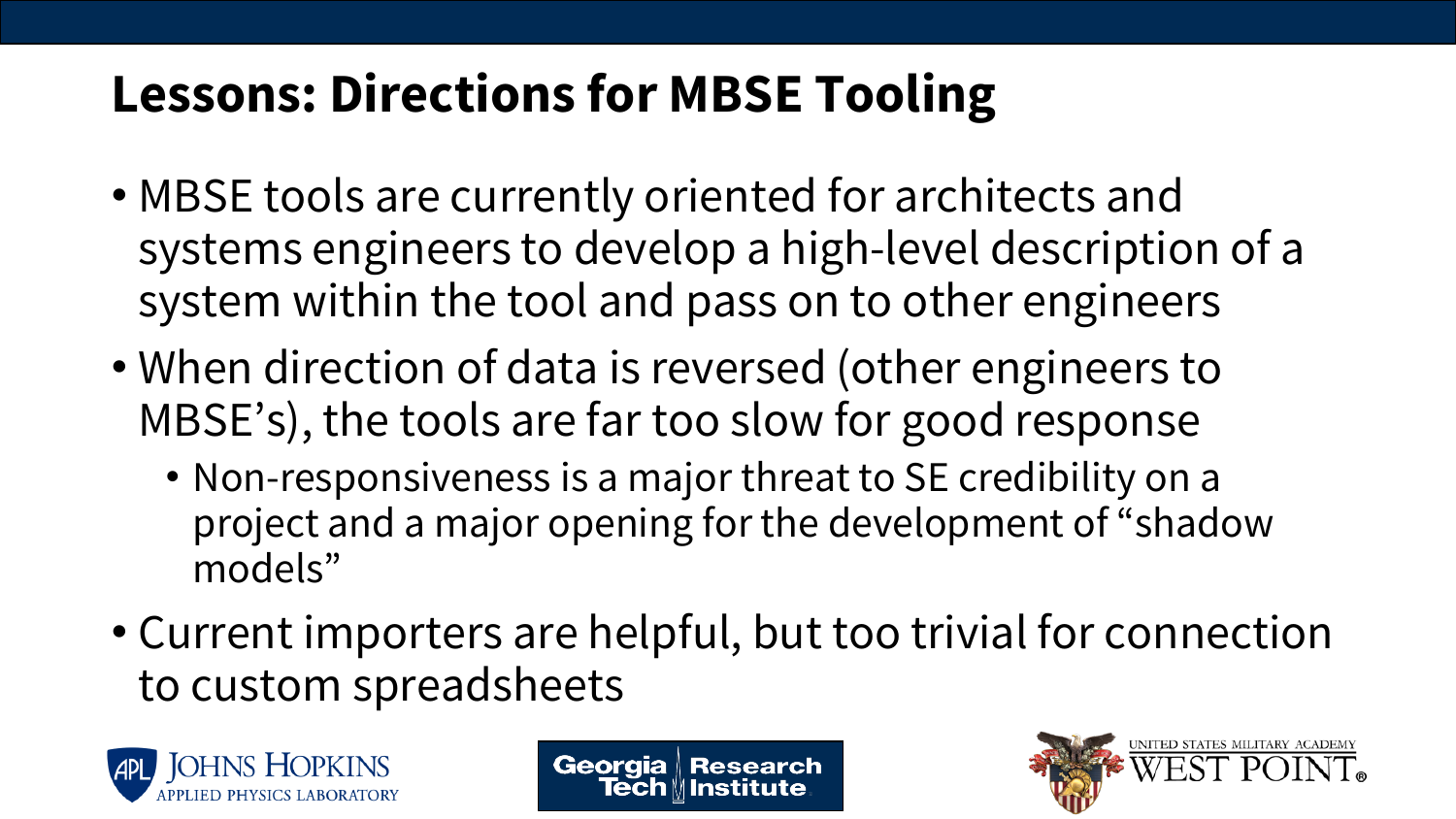# Lessons: Directions for MBSE Tooling

- MBSE tools are currently oriented for architects and systems engineers to develop a high-level description of a system within the tool and pass on to other engineers
- When direction of data is reversed (other engineers to MBSE's), the tools are far too slow for good response
  - Non-responsiveness is a major threat to SE credibility on a project and a major opening for the development of "shadow models"
- Current importers are helpful, but too trivial for connection to custom spreadsheets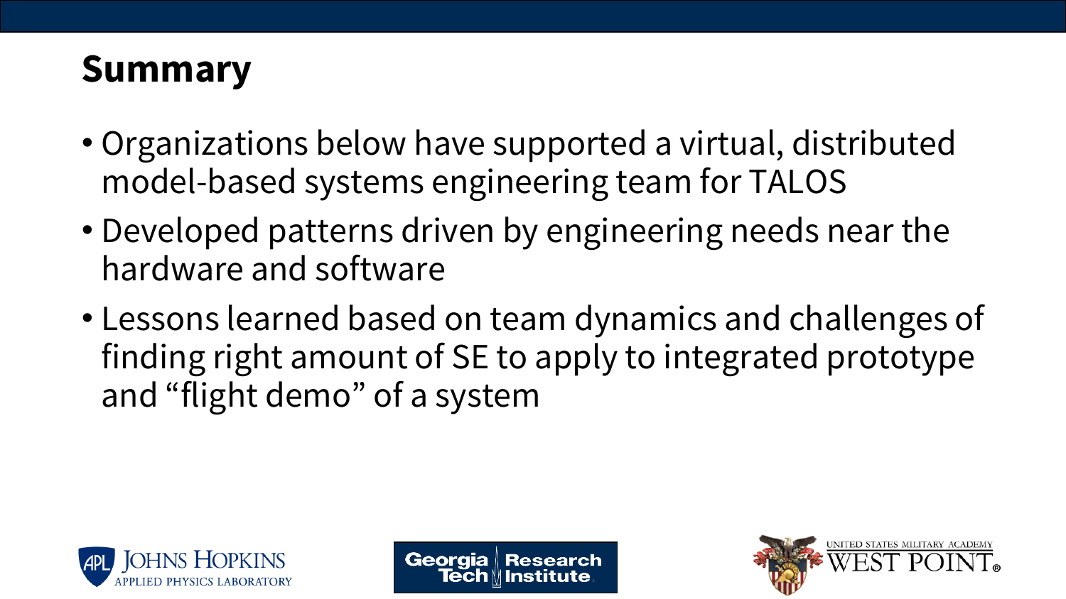# Summary

- Organizations below have supported a virtual, distributed model-based systems engineering team for TALOS
- Developed patterns driven by engineering needs near the hardware and software
- Lessons learned based on team dynamics and challenges of finding right amount of SE to apply to integrated prototype and "flight demo" of a system

APL JOHNS HOPKINS APPLIED PHYSICS LABORATORY

Georgia Tech Research Institute

UNITED STATES MILITARY ACADEMY WEST POINT